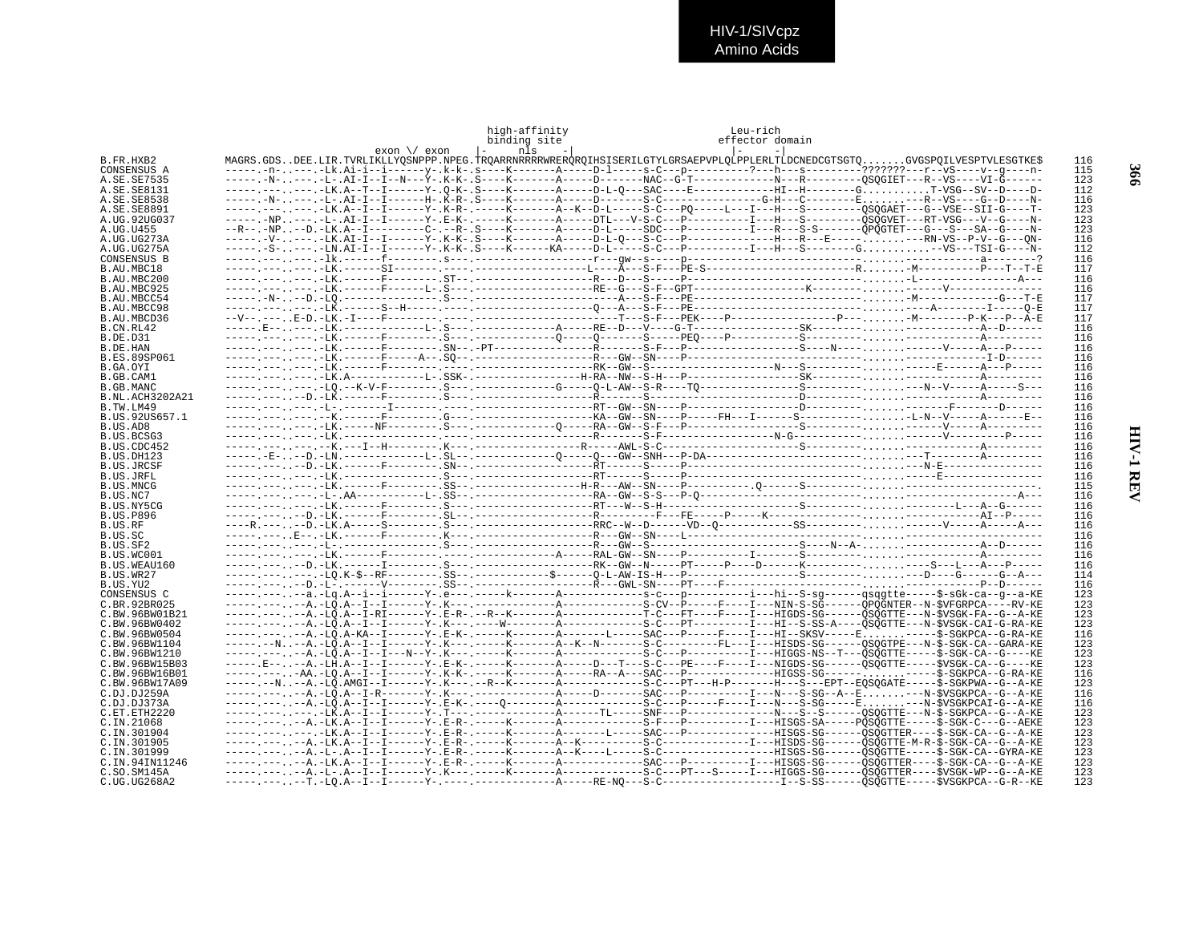HIV-1/SIVcpz
Amino Acids

```
                                                            high-affinity                    Leu-rich
                                                             binding site                  effector domain
                                             exon \/ exon    |-     nls    -|                |-     -|
B.FR.HXB2          MAGRS.GDS..DEE.LIR.TVRLIKLLYQSNPPP.NPEG.TRQARRNRRRRWRERQRQIHSISERILGTYLGRSAEPVPLQLPPLERLTLDCNEDCGTSGTQ.......GVGSPQILVESPTVLESGTKE$     116
CONSENSUS A        -----.-n-..---.-Lk.Ai-i--i------y-.k-k-.s----k-------A-----D-l-----s-C---p----------?---h---s---------???????---r--vS----v--g----n-     115
A.SE.SE7535        -----.-N-..---.-L-.AI-I--I--N---Y-.K-K-.S----K-------A-----D--------NAC--G-T-----------N---R---------QSQGIET---R--VS----VI-G------     123
A.SE.SE8131        -----.----.---.-LK.A--T--I------Y-.Q-K-.S----K-------A-----D-L-Q---SAC----E------------HI--H--------G..........T-VSG--SV--D----D-     112
A.SE.SE8538        -----.-N-..---.-L-.AI-I--I------H-.K-R-.S----K-------A-----D-------S-C--------------G-H---C--------E.........---R--VS----G--D----N-     116
A.SE.SE8891        -----.----.---.-LK.A--I--I------Y-.K-R-.-----K-------A--K--D-L-----S-C---PQ-----L---I---H---S---------QSQGAET---G--VSE--SII-G----T-     123
A.UG.92UG037       -----.-NP..---.-L-.AI-I--I------Y-.E-K-.-----K-------A-----DTL---V-S-C---P----------I---H---S---------QSQGVET---RT-VSG---V--G----N-     123
A.UG.U455          --R--.-NP..--D.-LK.A--I---------C-.--R-.S----K-------A-----D-L-----SDC---P----------I---R---S-S-------QPQGTET---G---S---SA--G----N-     123
A.UG.UG273A        -----.-V-..---.-LK.AI-I--I------Y-.K-K-.S----K-------A-----D-L-Q---S-C---P--------------H---R---E-----.......---RN-VS--P-V--G---QN-     116
A.UG.UG275A        -----.-S-..---.-LN.AI-I--I------Y-.K-K-.S----K------KA-----D-L-----S-C---P----------I---H---S--------G..........-VS---TSI-G----N-     112
CONSENSUS B        -----.----.---.-lk.------f---------.s---.------------------r---gw--s-----p--------------------------R........----------a-------?     116
B.AU.MBC18         -----.----.---.-LK.------SI--------.----.-----------------L----A---S-F---PE-S------------------------R.......-M---------P---T--T-E     117
B.AU.MBC200        -----.----.---.-LK.------F---------.ST--.------------------R---D---S-----P----------------------------......-L----------------A---     116
B.AU.MBC925        -----.----.---.-LK.------F-------L-.S---.-----------------RE--G---S-F--GPT-----------------K---------......-----V---------------     116
B.AU.MBCC54        -----.-N-..--D.-LQ.----------------.S---.------------------A---S-F---PE------------------------------......-M------------G---T-E     117
B.AU.MBCC98        -----.----.---.-LK.------S--H------.----.------------------Q---A---S-F---PE----------------------------......----A--------I-----Q-E     117
B.AU.MBCD36        --V--.----.E-D.-LK.-I----F---------.----.-------------------T---S-F---PEK----P---------------P---......-M--------P-K---P--A-E     117
B.CN.RL42          -----.E--.---.-LK.-------------L-.S---.------------A-----RE--D---V----G-T----------------SK----------......-----------A--D------     116
B.DE.D31           -----.----.---.-LK.------F---------.S---.-------------Q-----Q-------S-----PEQ----P---------------S---......-----------A---------     116
B.DE.HAN           -----.----.---.-LK.------F---------.SN--.-PT-------------R--------S-F---P-----------------S----N----......------V------A---P-----     116
B.ES.89SP061       -----.----.---.-LK.------F-----A---.SQ--.-----------------R---GW--SN---P---------------------------......--------------I-D------     116
B.GA.OYI           -----.----.---.-LK.------F---------.----.-----------------RK--GW--S---------------------N---S-------......-----E------A---P-----     116
B.GB.CAM1          -----.----.---.-LK.A------------L-.SSK-.----------------H-RA--NW--S-H---P-----------------SK----------......-----------A---------     116
B.GB.MANC          -----.----.---.-LQ.--K-V-F---------.S---.------------G-----Q-L-AW--S-R----TQ---------------S---------......---N--V-----A------S---     116
B.NL.ACH3202A21    -----.----.--D.-LK.------F---------.S---.-----------------R-------S-----------------------D---------......-----------A---------     116
B.TW.LM49          -----.----.---.-L-.-------I--------.----.-----------------RT--GW--SN---P-----------------D---------......--------F-------D------     116
B.US.92US657.1     -----.----.---.--K.------F---------.G---.-----------------KA--GW--SN---P-----FH---I------S---------......-L-N--V-----A------E--     116
B.US.AD8           -----.----.---.-LK.------NF--------.S---.------------Q-----RA--GW--S-F---P-----------------S---------......------V-----A---------     116
B.US.BCSG3         -----.----.---.-LK.----------------.----.-----------------R-------S-F------------------N-G-----------......------V----------P-----     116
B.US.CDC452        -----.----.---.--K.---I--H---------.K---.----------------R-----AWL-S-C---------------------S---------......-----------A---------     116
B.US.DH123         -----.-E-..--D.-LN.-------------L-.SL--.------------Q-----Q---GW--SNH--P-DA---------------------------......---T--------A---------     116
B.US.JRCSF         -----.----.--D.-LK.------F---------.SN--.-----------------RT------S-----P---------------------------......---N-E---------------     116
B.US.JRFL          -----.----.---.-LK.----------------.S---.-----------------RT------S-----P---------------------------......-----E---------------     116
B.US.MNCG          -----.----.---.-LK.------F---------.SS--.---------------H-R---AW--SN---P----------.Q------S---------......------------------------.     115
B.US.NC7           -----.----.---.-L-.AA---------L-.SS--.-----------------RA--GW--S-S---P-Q-----------------------------......-------------------A---     116
B.US.NY5CG         -----.----.---.-LK.------F---------.S---.-----------------RT---W--S-H--------------------------S------......----------L---A--G-----     116
B.US.P896          -----.----.--D.-LK.------F---------.SL--.-----------------R---------F---FE-----P-----K--------------......--------------AI--P-----     116
B.US.RF            ----R.----.--D.-LK.A-----S---------.S---.-----------------RRC--W--D------VD--Q----------SS----------......------V------A-----A---     116
B.US.SC            -----.----.E--.-LK.------F---------.K---.-----------------R---GW--SN---L-----------------------------......--------------------     116
B.US.SF2           -----.----.---.-L-.----------------.S---.-----------------R---GW--S-------------------S-----N--A-........----------A--D------     116
B.US.WC001         -----.----.---.-LK.------F---------.----.------------A-----RAL-GW--SN---P----------I-------S---------......-----------A---------     116
B.US.WEAU160       -----.----.--D.-LK.------I---------.S---.-----------------RK--GW--N-----PT----P---D------K----------......----S---L---A---P-----     116
B.US.WR27          -----.----.---.-LQ.K-$--RF---------.SS--.-----------$------Q-L-AW-IS-H---P---------------------S---------......---D----G-------G--A---     114
B.US.YU2           -----.----.--D.-L-.------V---------.SS--.-----------------R---GWL-SN----PT----F-----------------------......------------P--D------     116
CONSENSUS C        -----.----.--a-.Lq.A--i--i------Y-.e---.-----k-------A-------------s-c---p----------i---hi--S-sg------qsqgtte-----$-sGk-ca--g--a-KE     123
C.BR.92BR025       -----.----.--A-.LQ.A--I--I------Y-.K---.-------------A-------------S-CV--P-----F----I---NIN-S-SG------QPQGNTER--N-$VFGRPCA----RV-KE     123
C.BW.96BW01B21     -----.----.--A-.LQ.A--I-RI------Y-.E-R-.--R--K-------A-------------T-C---FT----F----I---HIGDS-SG------QSQGTTE---N-$VSGK-FA--G--A-KE     123
C.BW.96BW0402      -----.----.--A-.LQ.A--I--I------Y-.K---.----W--------A-------------S-C---PT---------I---HI--S-SS-A----QSQGTTE---N-$VSGK-CAI-G-RA-KE     123
C.BW.96BW0504      -----.----.--A-.LQ.A-KA--I------Y-.E-K-.-----K-------A-------L-----SAC---P-----F----I---HI--SKSV-----E.......-----$-SGKPCA--G-RA-KE     116
C.BW.96BW1104      -----.--N..--A-.LQ.A--I--I------Y-.K---.-----K-------A--K--N-------S-C---------FL---I---HISDS-SG------QSQGTPE---N-$-SGK-CA--GARA-KE     123
C.BW.96BW1210      -----.----.--A-.LQ.A--I--I---N--Y-.K---.-----K-------A-------------S-C---P----------I---HIGGS-NS--T---QSQGTTE-----$-SGK-CA--G----KE     123
C.BW.96BW15B03     -----.E--.--A-.LH.A--I--I------Y-.E-K-.-----K-------A-----D---T---S-C---PE----F----I---NIGDS-SG------QSQGTTE-----$VSGK-CA--G----KE     123
C.BW.96BW16B01     -----.----.-AA-.LQ.A--I--I------Y-.K-K-.-----K-------A-----RA--A--SAC---P----------------HIGSS-SG----........----$-SGKPCA--G-RA-KE     116
C.BW.96BW17A09     -----.--N..--A-.LQ.AMGI--I------Y-.K---.--R--K-------A-------------S-C---PT---H-P--------H---S----EPT--EQSQGATE----$-SGKPWA--G--A-KE     123
C.DJ.DJ259A        -----.----.--A-.LQ.A--I-R-------Y-.K---.-------------A-----D-------SAC---P----------I---N---S-SG--A--E.......---N-$VSGKPCA--G--A-KE     116
C.DJ.DJ373A        -----.----.--A-.LQ.A--I--I------Y-.E-K-.----Q--------A-------------S-C---P-----F----I---N---S-SG-----E.......---N-$VSGKPCAI-G--A-KE     116
C.ET.ETH2220       -----.----.---.-LK.A--I--I------Y-.T---.-------------A------TL-----SNF---P---------------N---S--S------QSQGTTE---N-$-SGKPCA--G--A-KE     123
C.IN.21068         -----.----.--A-.LK.A--I--I------Y-.E-R-.-----K-------A-------------S-F---P----------I---HISGS-SA-----PQSQGTTE-----$-SGK-C---G--AEKE     123
C.IN.301904        -----.----.---.-LK.A--I--I------Y-.E-R-.-----K-------A-------L-----SAC---P------------------HISGS-SG------QSQGTTER----$-SGK-CA--G--A-KE     123
C.IN.301905        -----.----.--A-.LK.A--I--I------Y-.E-R-.-----K-------A--K----------S-C---------------I---HISDS-SG------QSQGTTE-M-R-$-SGK-CA--G--A-KE     123
C.IN.301999        -----.----.--A-.L-.A--I--I------Y-.E-R-.-----K-------A--K----L-----S-C------------------HISGS-SG------QSQGTTE-----$-SGK-CA--GYRA-KE     123
C.IN.94IN11246     -----.----.--A-.LK.A--I--I------Y-.E-R-.-----K-------A-------------SAC---P----------I---HISGS-SG------QSQGTTER----$-SGK-CA--G--A-KE     123
C.SO.SM145A        -----.----.--A-.L-.A--I--I------Y-.K---.-----K-------A-------------S-C---PT---S----I---HIGGS-SG------QSQGTTER----$VSGK-WP--G--A-KE     123
C.UG.UG268A2       -----.----.--T.-LQ.A--I--I------Y-.----.-------------A-----RE-NQ---S-C-------------------I--S-SS------QSQGTTE-----$VSGKPCA--G-R--KE     123
```

HIV-1 REV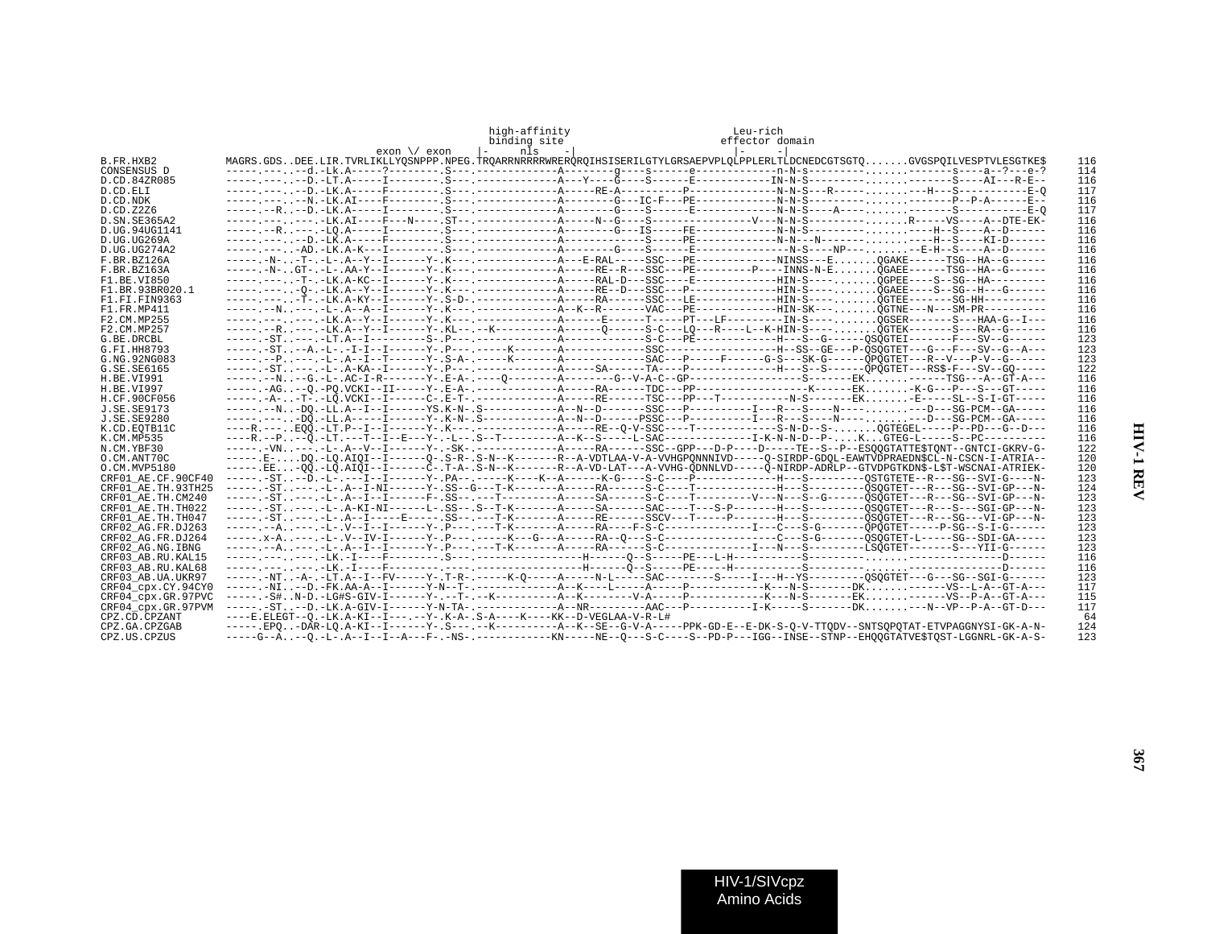```
                                                    high-affinity                     Leu-rich
                                                     binding site                  effector domain
                                         exon \/ exon    |-     nls    -|              |-     -|
B.FR.HXB2           MAGRS.GDS..DEE.LIR.TVRLIKLLYQSNPPP.NPEG.TRQARRNRRRRWRERQRQIHSISERILGTYLGRSAEPVPLQLPPLERLTLDCNEDCGTSGTQ.......GVGSPQILVESPTVLESGTKE$   116
CONSENSUS D         -----.---...--d.-Lk.A-----?--------.S---.-------------A--------g----s------e-----------n-N-s---------.......-------s----a--?---e-?   114
D.CD.84ZR085        -----.---...--D.-LT.A-----I--------.S---.-------------A---Y---G----S------E------------IN-N-S---------.......-------S----AI---R-E--   116
D.CD.ELI            -----.---...--D.-LK.A-----F--------.S---.-------------A-----RE-A----------P------------N-N-S---R-----.......---H---S-----------E-Q   117
D.CD.NDK            -----.---...--N.-LK.AI----F--------.S---.-------------A--------G---IC-F---PE-----------N-N-S---------.......-------P--P-A------E--   116
D.CD.Z2Z6           -----.--R...--D.-LK.A-----I--------.S---.-------------A--------G----S------E-----------N-N-S----A----.......-------S-----------E-Q   117
D.SN.SE365A2        -----.---...---.-LK.AI----F---N----.ST--.-------------A-----N--G----S---------------V---N-N-S---------.......R-----VS----A--DTE-EK-   116
D.UG.94UG1141       -----.--R...---.-LQ.A-----I--------.S---.-------------A--------G---IS-----FE-----------N-N-S---------.......----H--S----A--D------   116
D.UG.UG269A         -----.---...--D.-LK.A-----F--------.S---.-------------A-------------S-----PE-----------N-N---N-------.......----H--S----KI-D------   116
D.UG.UG274A2        -----.---...-AD.-LK.A-K---I--------.S---.-------------A--------G----S------E-----------N-S----NP---.......--E-H--S----A--D------   116
F.BR.BZ126A         -----.-N-...-T-.-L-.A--Y--I-------Y-.K---.-------------A---E-RAL-----SSC---PE-----------NINSS---E.......QGAKE------TSG--HA--G------   116
F.BR.BZ163A         -----.-N-..GT-.-L-.AA-Y--I-------Y-.K---.-------------A-----RE--R---SSC---PE---------P----INNS-N-E.......QGAEE------TSG--HA--G------   116
F1.BE.VI850         -----.---...-T-.-LK.A-KC--I-------Y-.K---.-------------A-----RAL-D---SSC----E-----------HIN-S---------.QGPEE----S--SG--HA---------   116
F1.BR.93BR020.1     -----.---...-Q-.-LK.A--Y--I-------Y-.K---.-------------A-----RE--D---SSC---P------------HIN-S---------.QGAEE----S--SG--H---G------   116
F1.FI.FIN9363       -----.---...-T-.-LK.A-KY--I-------Y-.S-D-.-------------A-----RA-----SSC---LE-----------HIN-S---------.QGTEE-------SG-HH----------   116
F1.FR.MP411         -----.--N...---.-L-.A--A--I-------Y-.K---.-------------A--K--R-------VAC---PE-----------HIN-SK-------.QGTNE---N---SM-PR----------   116
F2.CM.MP255         -----.---...---.-LK.A--Y--I-------Y-.K---.-------------A------E------T----PT---LF---------IN-S---------.QGSER-------S---HAA-G--I---   116
F2.CM.MP257         -----.--R...---.-LK.A--Y--I-------Y-.KL--.--K----------A------Q------S-C---LQ---R----L--K-HIN-S---------.QGTEK-------S---RA--G------   116
G.BE.DRCBL          -----.-ST...---.-LT.A--I--------S-.P---.-------------A-------------S-C---PE-----------H---S--G-------QSQGTEI-------F---SV--G------   123
G.FI.HH8793         -----.-ST...-A.-L-.-I-I--I-------Y-.P---.-----K-------A-----------SSC---------------H--SS--GE---P-QSQGTET---G---F---SV--G--A---   123
G.NG.92NG083        -----.--P...---.-L-.A--I--T-------Y-.S-A-.-----K-------A-----------SAC---P-----F------G-S---SK-G-------QPQGTET---R--V---P-V--G------   123
G.SE.SE6165         -----.-ST...---.-L-.A-KA--I-------Y-.P---.-------------A-----SA-----TA----P-----------H---S--S-------QPQGTET---RS$-F---SV--GQ-----   122
H.BE.VI991          -----.--N...-G.-L-.AC-I-R-------Y-.E-A-.----Q---------A---------G--V-A-C--GP------------------S-------EK.......------TSG---A--GT-A---   116
H.BE.VI997          -----.-AG...-Q.-PQ.VCKI--II-----Y-.E-A-.-------------A-----RA-----TDC---PP----------------K-------EK.......-K-G---P---S---GT-----   116
H.CF.90CF056        -----.-A-...-T-.-LQ.VCKI--I------C-.E-T-.-------------A-----RE------TSC---PP---T------------N-S-------EK.......-E-----SL--S-I-GT-----   116
J.SE.SE9173         -----.--N...-DQ.-LL.A--I--I------YS.K-N-.S------------A---N--D-------SSC---P-------------I---R---S----N-----.......---D---SG-PCM--GA-----   116
J.SE.SE9280         -----.---...-DQ.-LL.A-----I------Y-.K-N-.S------------A---N--D------PSSC---P-------------I---R---S----N-----.......---D---SG-PCM--GA-----   116
K.CD.EQTB11C        ----R.----..EQQ.-LT.P--I--I------Y-.K---.-------------A-----RE--Q-V-SSC----T--------------S-N-D--S---.......QGTEGEL-----P--PD---G--D---   116
K.CM.MP535          ----R.--P...--Q.-LT.---T--I--E---Y-.-L--.S--T---------A--K--S------L-SAC----------------I-K-N-N-D--P-...K...GTEG-L-----S--PC----------   116
N.CM.YBF30          -----.-VN...---.-L-.A--V--I-------Y-.-SK-.-------------A-----RA------SSC--GPP---D-P----D-----TE--S--P--ESQQGTATTE$TQNT--GNTCI-GKRV-G-   122
O.CM.ANT70C         ------.E-....DQ.-LQ.AIQI--I-------Q-.S-R-.S-N--K-------R--A-VDTLAA-V-A-VVHGPQNNNIVD-----Q-SIRDP-GDQL-EAWTVDPRAEDN$CL-N-CSCN-I-ATRIA--   120
O.CM.MVP5180        -----.EE...-QQ.-LQ.AIQI--I-------C-.T-A-.S-N--K-------R--A-VD-LAT---A-VVHG-QDNNLVD-----Q-NIRDP-ADRLP--GTVDPGTKDN$-L$T-WSCNAI-ATRIEK-   120
CRF01_AE.CF.90CF40  -----.-ST...--D.-L-.---I--I-------Y-.PA--.-----K----K--A------K-G----S-C----P--------------H---S---------QSTGTETE--R---SG--SVI-G-----N-   123
CRF01_AE.TH.93TH25  -----.-ST...---.-L-.A--I-NI-------Y-.SS--G---T-K-------A-----RA------S-C---T--------------H---S----------QSQGTET---R---SG--SVI-GP---N-   124
CRF01_AE.TH.CM240   -----.-ST...---.-L-.A--I--I-------F-.SS--.---T---------A-----SA------S-C---T----------V---N---S--G-------QSQGTET---R---SG--SVI-GP---N-   123
CRF01_AE.TH.TH022   -----.-ST...---.-L-.A-KI-NI-------L-.SS--.S--T-K-------A-----SA------SAC----T---S-P--------H---S---------QSQGTET---R---S---SGI-GP---N-   123
CRF01_AE.TH.TH047   -----.-ST...---.-L-.A--I------E-----.SS--.---T-K-------A-----RE------SSCV---T-----P--------H---S---------QSQGTET---R---SG---VI-GP---N-   123
CRF02_AG.FR.DJ263   -----.--A...---.-L-.V--I--I-------Y-.P---.---T-K-------A-----RA-----F-S-C------------I---C---S--G-------QPQGTET-----P-SG--S-I-G------   123
CRF02_AG.FR.DJ264   -----.x-A...---.-L-.V--IV-I-------Y-.P---.-----K---G---A-----RA--Q---S-C------------------C---S--G-------QSQGTET-L-----SG--SDI-GA-----   123
CRF02_AG.NG.IBNG    -----.--A...---.-L-.A--I--I-------Y-.P---.---T-K-------A-----RA------S-C-------------I---N---S----------LSQGTET-------S---YII-G------   123
CRF03_AB.RU.KAL15   -----.---...---.-LK.-I----F--------.S---.-----------------H------Q--S-----PE---L-H------------S--------.......-------------D------   116
CRF03_AB.RU.KAL68   -----.---...---.-LK.-I----F--------.----.-----------------H------Q--S-----PE-----H------------S--------.......-------------D------   116
CRF03_AB.UA.UKR97   -----.-NT..-A-.-LT.A--I--FV-----Y-.T-R-.-----K-Q-----A-----N-L-----SAC--------S-----I---H--YS---------QSQGTET---G---SG--SGI-G------   123
CRF04_cpx.CY.94CY0  -----.-NI...-D.-FK.AA-A--I------Y-N--T-.-------------A--K----L-----A-----P-------------K---N-S-------DK.......------VS--L-A--GT-A---   117
CRF04_cpx.GR.97PVC  -----.-S#..N-D.-LG#S-GIV-I------Y-.--T-.--K----------A--K--------V-A-----P-------------K---N-S-------EK.......------VS--P-A--GT-A---   115
CRF04_cpx.GR.97PVM  -----.-ST...-D.-LK.A-GIV-I------Y-N-TA-.-------------A--NR---------AAC---P------------I-K-----S-------DK.......---N--VP--P-A--GT-D---   117
CPZ.CD.CPZANT       ----E.ELEGT--Q.-LK.A-KI--I----.--Y-.K-A-.S-A----K-----KK--D-VEGLAA-V-R-L#                                                             64
CPZ.GA.CPZGAB       -----.EPQ..-DAR-LQ.A-KI--I-------Y-.S---.--K----------A--K--SE--G-V-A-----PPK-GD-E--E-DK-S-Q-V-TTQDV--SNTSQPQTAT-ETVPAGGNYSI-GK-A-N-   124
CPZ.US.CPZUS        -----G--A...--Q.-L-.A--I--I--A---F-.-NS-.------------KN-----NE--Q---S-C----S--PD-P---IGG--INSE--STNP--EHQQGTATVE$TQST-LGGNRL-GK-A-S-   123
```

HIV-1 REV

HIV-1/SIVcpz
Amino Acids